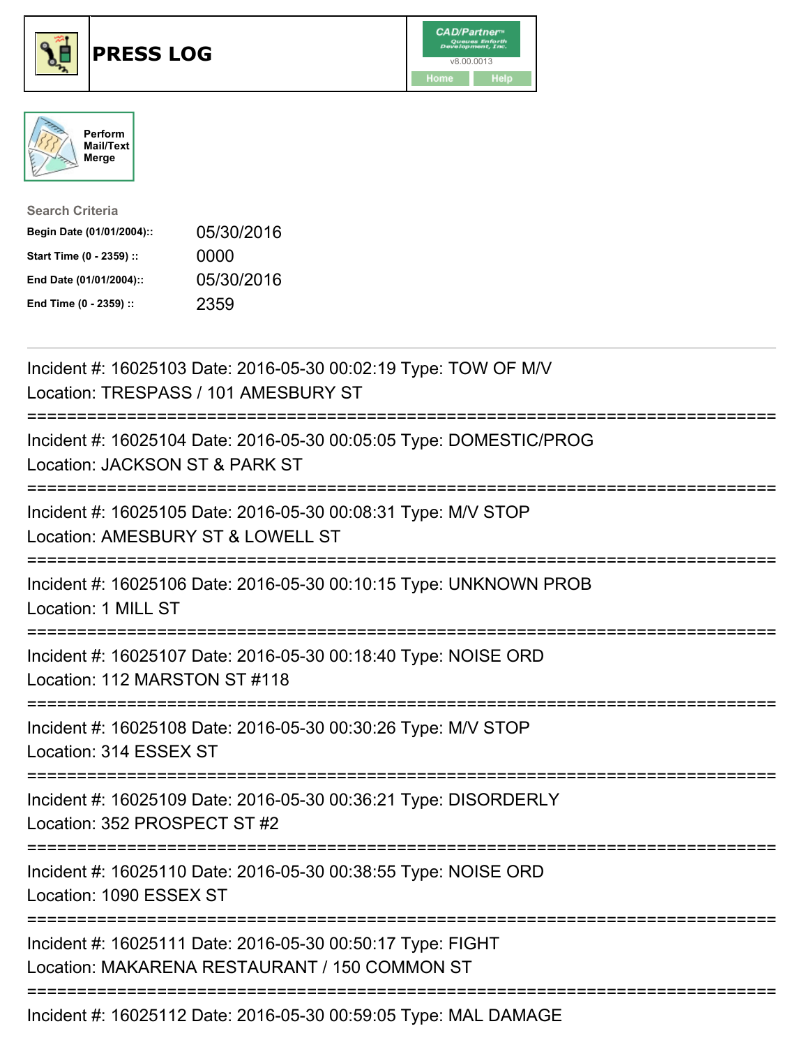# PRESS LOG

CAD/Partner™ v8.00.0013

Home Help

Perform Mail/Text Merge

**Search Criteria**

| | |
|---|---|
| **Begin Date (01/01/2004)::** | 05/30/2016 |
| **Start Time (0 - 2359) ::** | 0000 |
| **End Date (01/01/2004)::** | 05/30/2016 |
| **End Time (0 - 2359) ::** | 2359 |

---

Incident #: 16025103 Date: 2016-05-30 00:02:19 Type: TOW OF M/V
Location: TRESPASS / 101 AMESBURY ST

===========================================================================

Incident #: 16025104 Date: 2016-05-30 00:05:05 Type: DOMESTIC/PROG
Location: JACKSON ST & PARK ST

===========================================================================

Incident #: 16025105 Date: 2016-05-30 00:08:31 Type: M/V STOP
Location: AMESBURY ST & LOWELL ST

===========================================================================

Incident #: 16025106 Date: 2016-05-30 00:10:15 Type: UNKNOWN PROB
Location: 1 MILL ST

===========================================================================

Incident #: 16025107 Date: 2016-05-30 00:18:40 Type: NOISE ORD
Location: 112 MARSTON ST #118

===========================================================================

Incident #: 16025108 Date: 2016-05-30 00:30:26 Type: M/V STOP
Location: 314 ESSEX ST

===========================================================================

Incident #: 16025109 Date: 2016-05-30 00:36:21 Type: DISORDERLY
Location: 352 PROSPECT ST #2

===========================================================================

Incident #: 16025110 Date: 2016-05-30 00:38:55 Type: NOISE ORD
Location: 1090 ESSEX ST

===========================================================================

Incident #: 16025111 Date: 2016-05-30 00:50:17 Type: FIGHT
Location: MAKARENA RESTAURANT / 150 COMMON ST

===========================================================================

Incident #: 16025112 Date: 2016-05-30 00:59:05 Type: MAL DAMAGE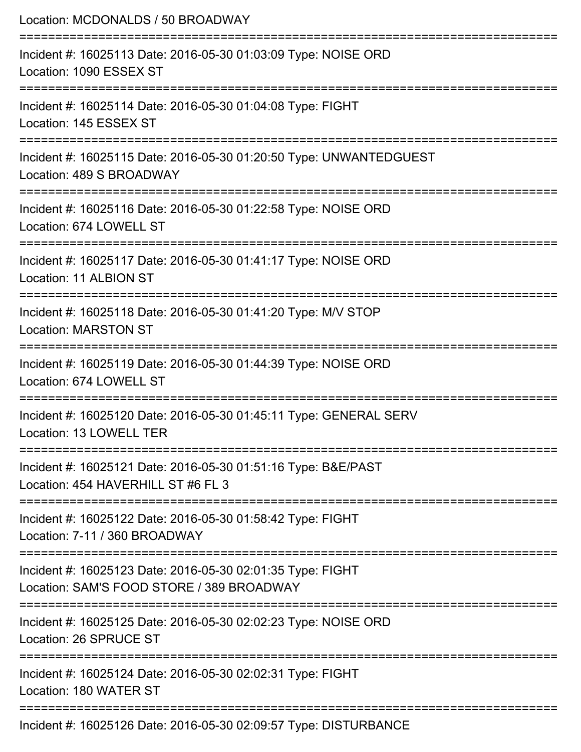Location: MCDONALDS / 50 BROADWAY

===========================================================================

Incident #: 16025113 Date: 2016-05-30 01:03:09 Type: NOISE ORD

Location: 1090 ESSEX ST

===========================================================================

Incident #: 16025114 Date: 2016-05-30 01:04:08 Type: FIGHT

Location: 145 ESSEX ST

===========================================================================

Incident #: 16025115 Date: 2016-05-30 01:20:50 Type: UNWANTEDGUEST

Location: 489 S BROADWAY

===========================================================================

Incident #: 16025116 Date: 2016-05-30 01:22:58 Type: NOISE ORD

Location: 674 LOWELL ST

===========================================================================

Incident #: 16025117 Date: 2016-05-30 01:41:17 Type: NOISE ORD

Location: 11 ALBION ST

===========================================================================

Incident #: 16025118 Date: 2016-05-30 01:41:20 Type: M/V STOP

Location: MARSTON ST

===========================================================================

Incident #: 16025119 Date: 2016-05-30 01:44:39 Type: NOISE ORD

Location: 674 LOWELL ST

===========================================================================

Incident #: 16025120 Date: 2016-05-30 01:45:11 Type: GENERAL SERV

Location: 13 LOWELL TER

===========================================================================

Incident #: 16025121 Date: 2016-05-30 01:51:16 Type: B&E/PAST

Location: 454 HAVERHILL ST #6 FL 3

===========================================================================

Incident #: 16025122 Date: 2016-05-30 01:58:42 Type: FIGHT

Location: 7-11 / 360 BROADWAY

===========================================================================

Incident #: 16025123 Date: 2016-05-30 02:01:35 Type: FIGHT

Location: SAM'S FOOD STORE / 389 BROADWAY

===========================================================================

Incident #: 16025125 Date: 2016-05-30 02:02:23 Type: NOISE ORD

Location: 26 SPRUCE ST

===========================================================================

Incident #: 16025124 Date: 2016-05-30 02:02:31 Type: FIGHT

Location: 180 WATER ST

===========================================================================

Incident #: 16025126 Date: 2016-05-30 02:09:57 Type: DISTURBANCE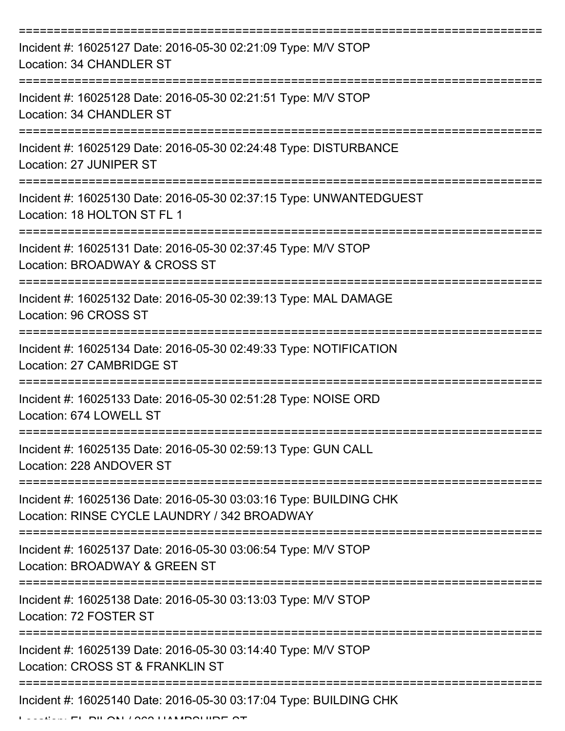===========================================================================

Incident #: 16025127 Date: 2016-05-30 02:21:09 Type: M/V STOP
Location: 34 CHANDLER ST

===========================================================================

Incident #: 16025128 Date: 2016-05-30 02:21:51 Type: M/V STOP
Location: 34 CHANDLER ST

===========================================================================

Incident #: 16025129 Date: 2016-05-30 02:24:48 Type: DISTURBANCE
Location: 27 JUNIPER ST

===========================================================================

Incident #: 16025130 Date: 2016-05-30 02:37:15 Type: UNWANTEDGUEST
Location: 18 HOLTON ST FL 1

===========================================================================

Incident #: 16025131 Date: 2016-05-30 02:37:45 Type: M/V STOP
Location: BROADWAY & CROSS ST

===========================================================================

Incident #: 16025132 Date: 2016-05-30 02:39:13 Type: MAL DAMAGE
Location: 96 CROSS ST

===========================================================================

Incident #: 16025134 Date: 2016-05-30 02:49:33 Type: NOTIFICATION
Location: 27 CAMBRIDGE ST

===========================================================================

Incident #: 16025133 Date: 2016-05-30 02:51:28 Type: NOISE ORD
Location: 674 LOWELL ST

===========================================================================

Incident #: 16025135 Date: 2016-05-30 02:59:13 Type: GUN CALL
Location: 228 ANDOVER ST

===========================================================================

Incident #: 16025136 Date: 2016-05-30 03:03:16 Type: BUILDING CHK
Location: RINSE CYCLE LAUNDRY / 342 BROADWAY

===========================================================================

Incident #: 16025137 Date: 2016-05-30 03:06:54 Type: M/V STOP
Location: BROADWAY & GREEN ST

===========================================================================

Incident #: 16025138 Date: 2016-05-30 03:13:03 Type: M/V STOP
Location: 72 FOSTER ST

===========================================================================

Incident #: 16025139 Date: 2016-05-30 03:14:40 Type: M/V STOP
Location: CROSS ST & FRANKLIN ST

===========================================================================

Incident #: 16025140 Date: 2016-05-30 03:17:04 Type: BUILDING CHK
Location: EL PILON / 262 HAMPSHIRE ST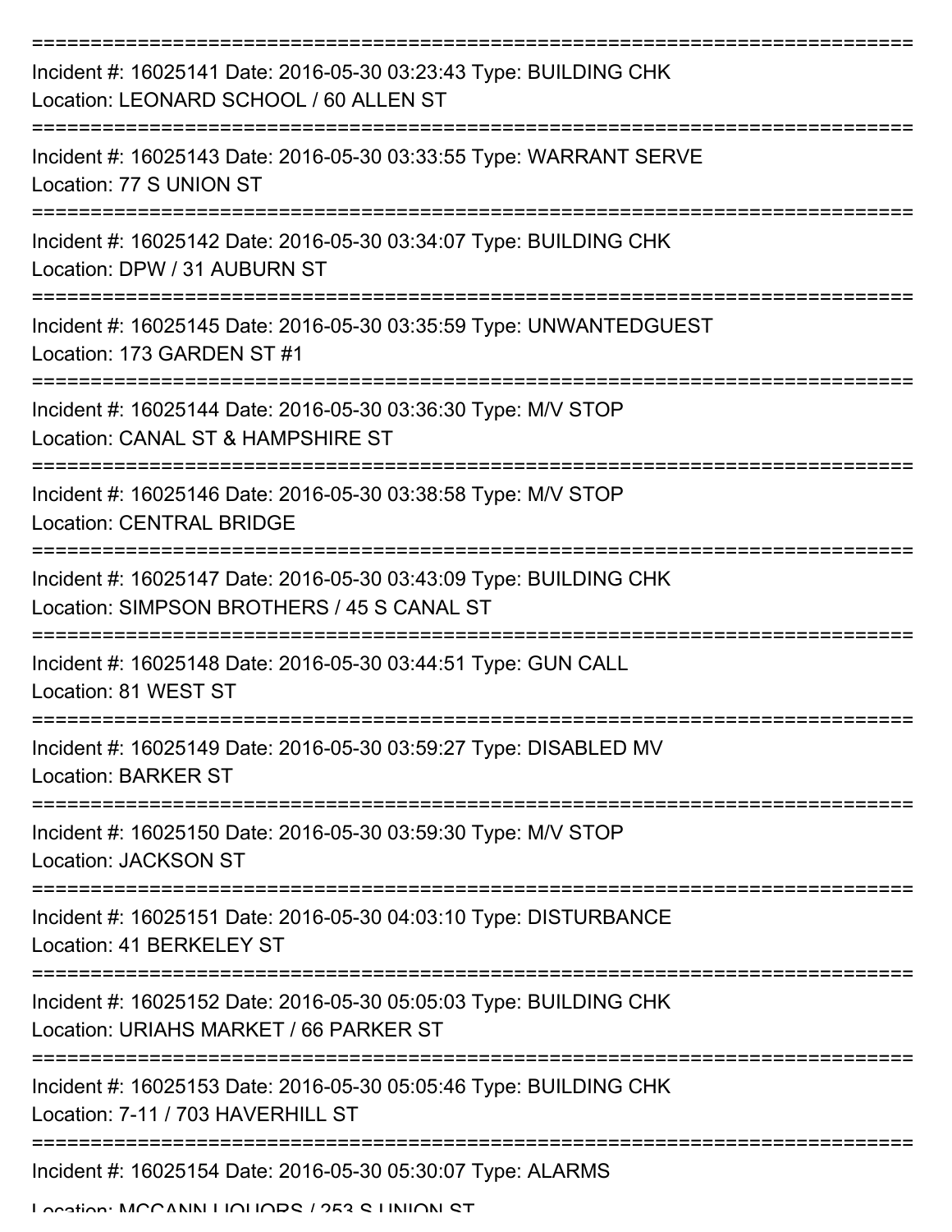===========================================================================
Incident #: 16025141 Date: 2016-05-30 03:23:43 Type: BUILDING CHK
Location: LEONARD SCHOOL / 60 ALLEN ST
===========================================================================
Incident #: 16025143 Date: 2016-05-30 03:33:55 Type: WARRANT SERVE
Location: 77 S UNION ST
===========================================================================
Incident #: 16025142 Date: 2016-05-30 03:34:07 Type: BUILDING CHK
Location: DPW / 31 AUBURN ST
===========================================================================
Incident #: 16025145 Date: 2016-05-30 03:35:59 Type: UNWANTEDGUEST
Location: 173 GARDEN ST #1
===========================================================================
Incident #: 16025144 Date: 2016-05-30 03:36:30 Type: M/V STOP
Location: CANAL ST & HAMPSHIRE ST
===========================================================================
Incident #: 16025146 Date: 2016-05-30 03:38:58 Type: M/V STOP
Location: CENTRAL BRIDGE
===========================================================================
Incident #: 16025147 Date: 2016-05-30 03:43:09 Type: BUILDING CHK
Location: SIMPSON BROTHERS / 45 S CANAL ST
===========================================================================
Incident #: 16025148 Date: 2016-05-30 03:44:51 Type: GUN CALL
Location: 81 WEST ST
===========================================================================
Incident #: 16025149 Date: 2016-05-30 03:59:27 Type: DISABLED MV
Location: BARKER ST
===========================================================================
Incident #: 16025150 Date: 2016-05-30 03:59:30 Type: M/V STOP
Location: JACKSON ST
===========================================================================
Incident #: 16025151 Date: 2016-05-30 04:03:10 Type: DISTURBANCE
Location: 41 BERKELEY ST
===========================================================================
Incident #: 16025152 Date: 2016-05-30 05:05:03 Type: BUILDING CHK
Location: URIAHS MARKET / 66 PARKER ST
===========================================================================
Incident #: 16025153 Date: 2016-05-30 05:05:46 Type: BUILDING CHK
Location: 7-11 / 703 HAVERHILL ST
===========================================================================
Incident #: 16025154 Date: 2016-05-30 05:30:07 Type: ALARMS
Location: MCCANN LIQUORS / 253 S UNION ST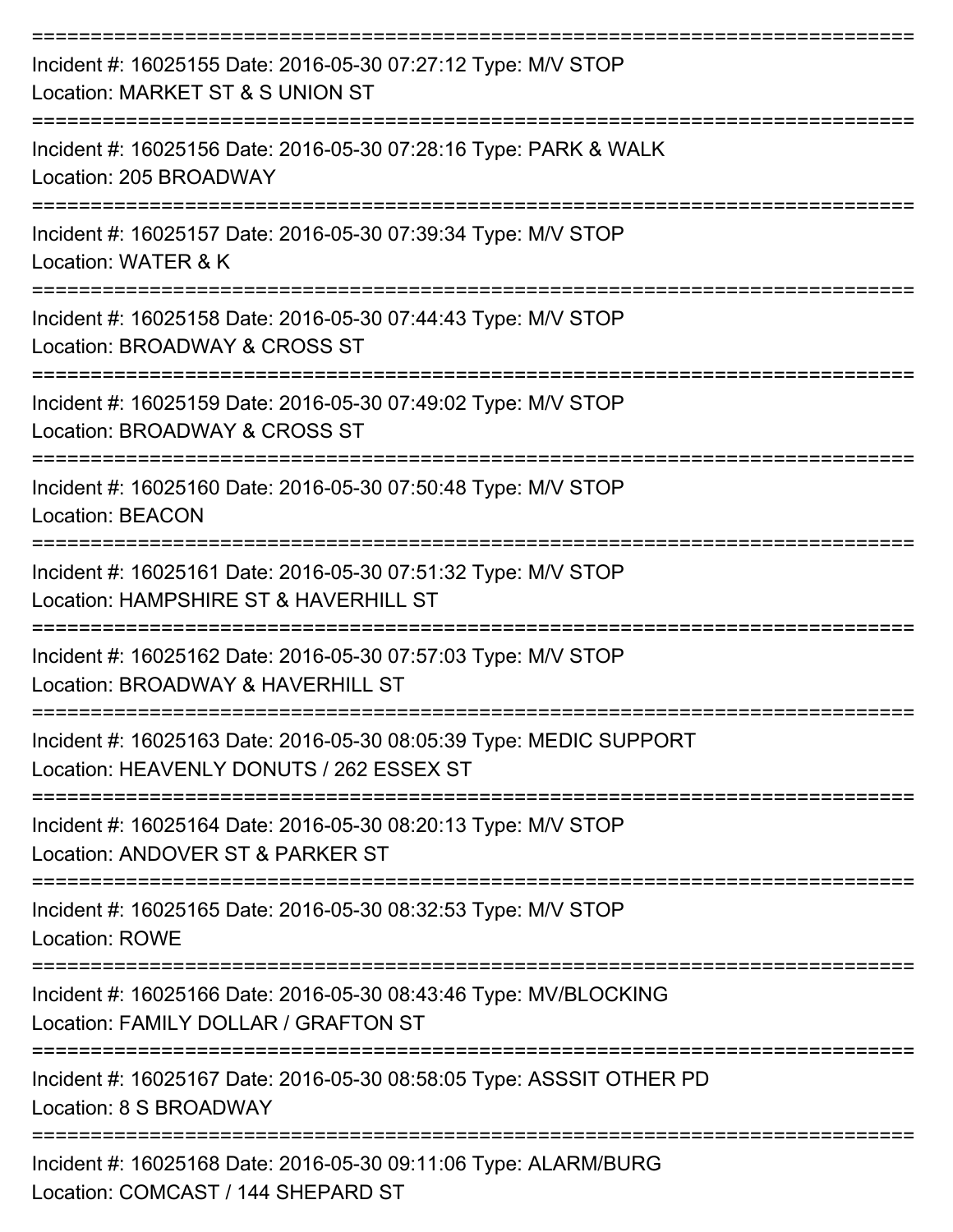===========================================================================

Incident #: 16025155 Date: 2016-05-30 07:27:12 Type: M/V STOP
Location: MARKET ST & S UNION ST

===========================================================================

Incident #: 16025156 Date: 2016-05-30 07:28:16 Type: PARK & WALK
Location: 205 BROADWAY

===========================================================================

Incident #: 16025157 Date: 2016-05-30 07:39:34 Type: M/V STOP
Location: WATER & K

===========================================================================

Incident #: 16025158 Date: 2016-05-30 07:44:43 Type: M/V STOP
Location: BROADWAY & CROSS ST

===========================================================================

Incident #: 16025159 Date: 2016-05-30 07:49:02 Type: M/V STOP
Location: BROADWAY & CROSS ST

===========================================================================

Incident #: 16025160 Date: 2016-05-30 07:50:48 Type: M/V STOP
Location: BEACON

===========================================================================

Incident #: 16025161 Date: 2016-05-30 07:51:32 Type: M/V STOP
Location: HAMPSHIRE ST & HAVERHILL ST

===========================================================================

Incident #: 16025162 Date: 2016-05-30 07:57:03 Type: M/V STOP
Location: BROADWAY & HAVERHILL ST

===========================================================================

Incident #: 16025163 Date: 2016-05-30 08:05:39 Type: MEDIC SUPPORT
Location: HEAVENLY DONUTS / 262 ESSEX ST

===========================================================================

Incident #: 16025164 Date: 2016-05-30 08:20:13 Type: M/V STOP
Location: ANDOVER ST & PARKER ST

===========================================================================

Incident #: 16025165 Date: 2016-05-30 08:32:53 Type: M/V STOP
Location: ROWE

===========================================================================

Incident #: 16025166 Date: 2016-05-30 08:43:46 Type: MV/BLOCKING
Location: FAMILY DOLLAR / GRAFTON ST

===========================================================================

Incident #: 16025167 Date: 2016-05-30 08:58:05 Type: ASSSIT OTHER PD
Location: 8 S BROADWAY

===========================================================================

Incident #: 16025168 Date: 2016-05-30 09:11:06 Type: ALARM/BURG
Location: COMCAST / 144 SHEPARD ST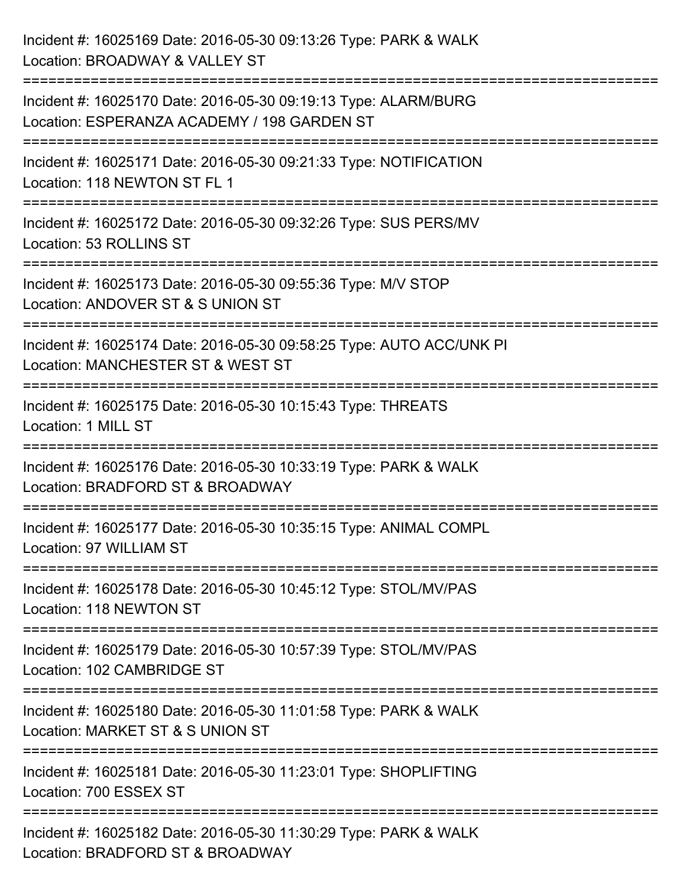Incident #: 16025169 Date: 2016-05-30 09:13:26 Type: PARK & WALK
Location: BROADWAY & VALLEY ST

===========================================================================

Incident #: 16025170 Date: 2016-05-30 09:19:13 Type: ALARM/BURG
Location: ESPERANZA ACADEMY / 198 GARDEN ST

===========================================================================

Incident #: 16025171 Date: 2016-05-30 09:21:33 Type: NOTIFICATION
Location: 118 NEWTON ST FL 1

===========================================================================

Incident #: 16025172 Date: 2016-05-30 09:32:26 Type: SUS PERS/MV
Location: 53 ROLLINS ST

===========================================================================

Incident #: 16025173 Date: 2016-05-30 09:55:36 Type: M/V STOP
Location: ANDOVER ST & S UNION ST

===========================================================================

Incident #: 16025174 Date: 2016-05-30 09:58:25 Type: AUTO ACC/UNK PI
Location: MANCHESTER ST & WEST ST

===========================================================================

Incident #: 16025175 Date: 2016-05-30 10:15:43 Type: THREATS
Location: 1 MILL ST

===========================================================================

Incident #: 16025176 Date: 2016-05-30 10:33:19 Type: PARK & WALK
Location: BRADFORD ST & BROADWAY

===========================================================================

Incident #: 16025177 Date: 2016-05-30 10:35:15 Type: ANIMAL COMPL
Location: 97 WILLIAM ST

===========================================================================

Incident #: 16025178 Date: 2016-05-30 10:45:12 Type: STOL/MV/PAS
Location: 118 NEWTON ST

===========================================================================

Incident #: 16025179 Date: 2016-05-30 10:57:39 Type: STOL/MV/PAS
Location: 102 CAMBRIDGE ST

===========================================================================

Incident #: 16025180 Date: 2016-05-30 11:01:58 Type: PARK & WALK
Location: MARKET ST & S UNION ST

===========================================================================

Incident #: 16025181 Date: 2016-05-30 11:23:01 Type: SHOPLIFTING
Location: 700 ESSEX ST

===========================================================================

Incident #: 16025182 Date: 2016-05-30 11:30:29 Type: PARK & WALK
Location: BRADFORD ST & BROADWAY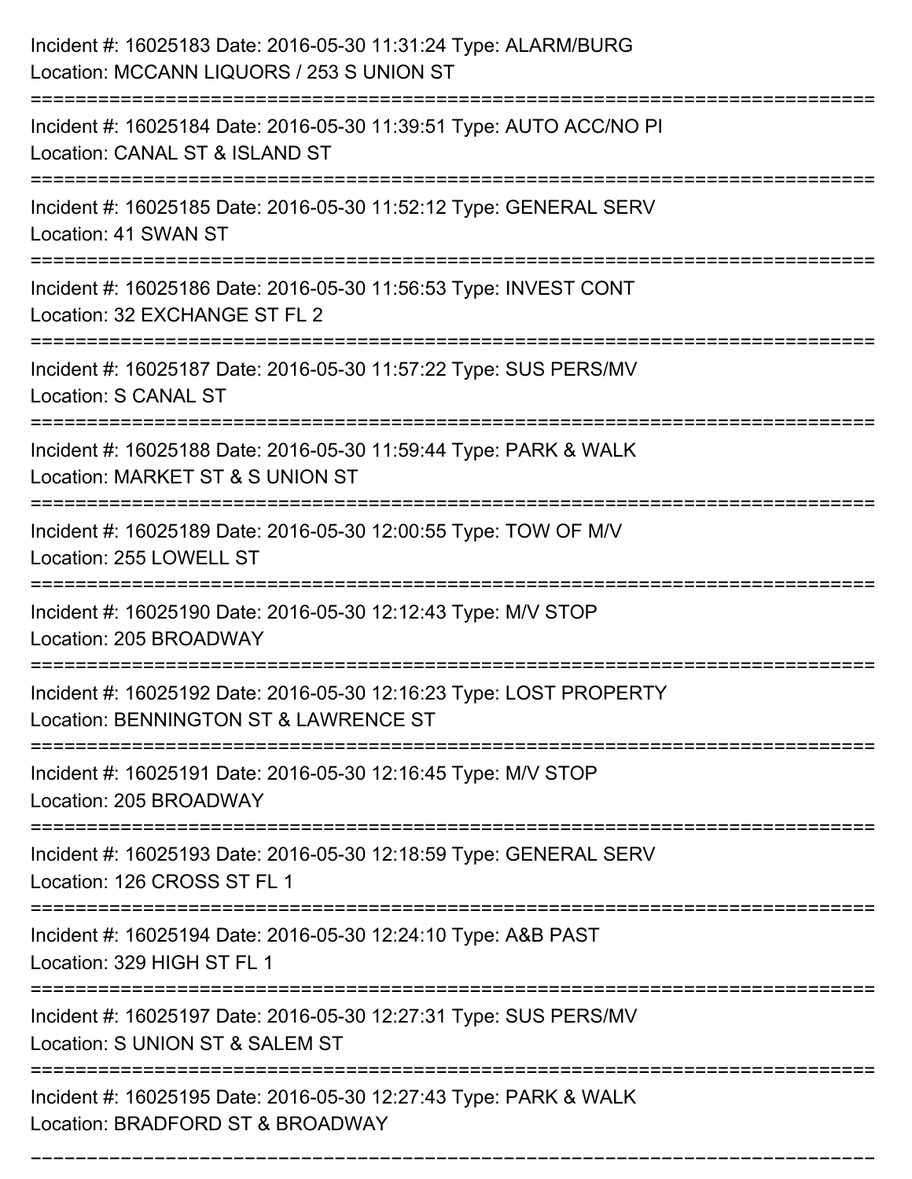Incident #: 16025183 Date: 2016-05-30 11:31:24 Type: ALARM/BURG
Location: MCCANN LIQUORS / 253 S UNION ST

===========================================================================

Incident #: 16025184 Date: 2016-05-30 11:39:51 Type: AUTO ACC/NO PI
Location: CANAL ST & ISLAND ST

===========================================================================

Incident #: 16025185 Date: 2016-05-30 11:52:12 Type: GENERAL SERV
Location: 41 SWAN ST

===========================================================================

Incident #: 16025186 Date: 2016-05-30 11:56:53 Type: INVEST CONT
Location: 32 EXCHANGE ST FL 2

===========================================================================

Incident #: 16025187 Date: 2016-05-30 11:57:22 Type: SUS PERS/MV
Location: S CANAL ST

===========================================================================

Incident #: 16025188 Date: 2016-05-30 11:59:44 Type: PARK & WALK
Location: MARKET ST & S UNION ST

===========================================================================

Incident #: 16025189 Date: 2016-05-30 12:00:55 Type: TOW OF M/V
Location: 255 LOWELL ST

===========================================================================

Incident #: 16025190 Date: 2016-05-30 12:12:43 Type: M/V STOP
Location: 205 BROADWAY

===========================================================================

Incident #: 16025192 Date: 2016-05-30 12:16:23 Type: LOST PROPERTY
Location: BENNINGTON ST & LAWRENCE ST

===========================================================================

Incident #: 16025191 Date: 2016-05-30 12:16:45 Type: M/V STOP
Location: 205 BROADWAY

===========================================================================

Incident #: 16025193 Date: 2016-05-30 12:18:59 Type: GENERAL SERV
Location: 126 CROSS ST FL 1

===========================================================================

Incident #: 16025194 Date: 2016-05-30 12:24:10 Type: A&B PAST
Location: 329 HIGH ST FL 1

===========================================================================

Incident #: 16025197 Date: 2016-05-30 12:27:31 Type: SUS PERS/MV
Location: S UNION ST & SALEM ST

===========================================================================

Incident #: 16025195 Date: 2016-05-30 12:27:43 Type: PARK & WALK
Location: BRADFORD ST & BROADWAY

===========================================================================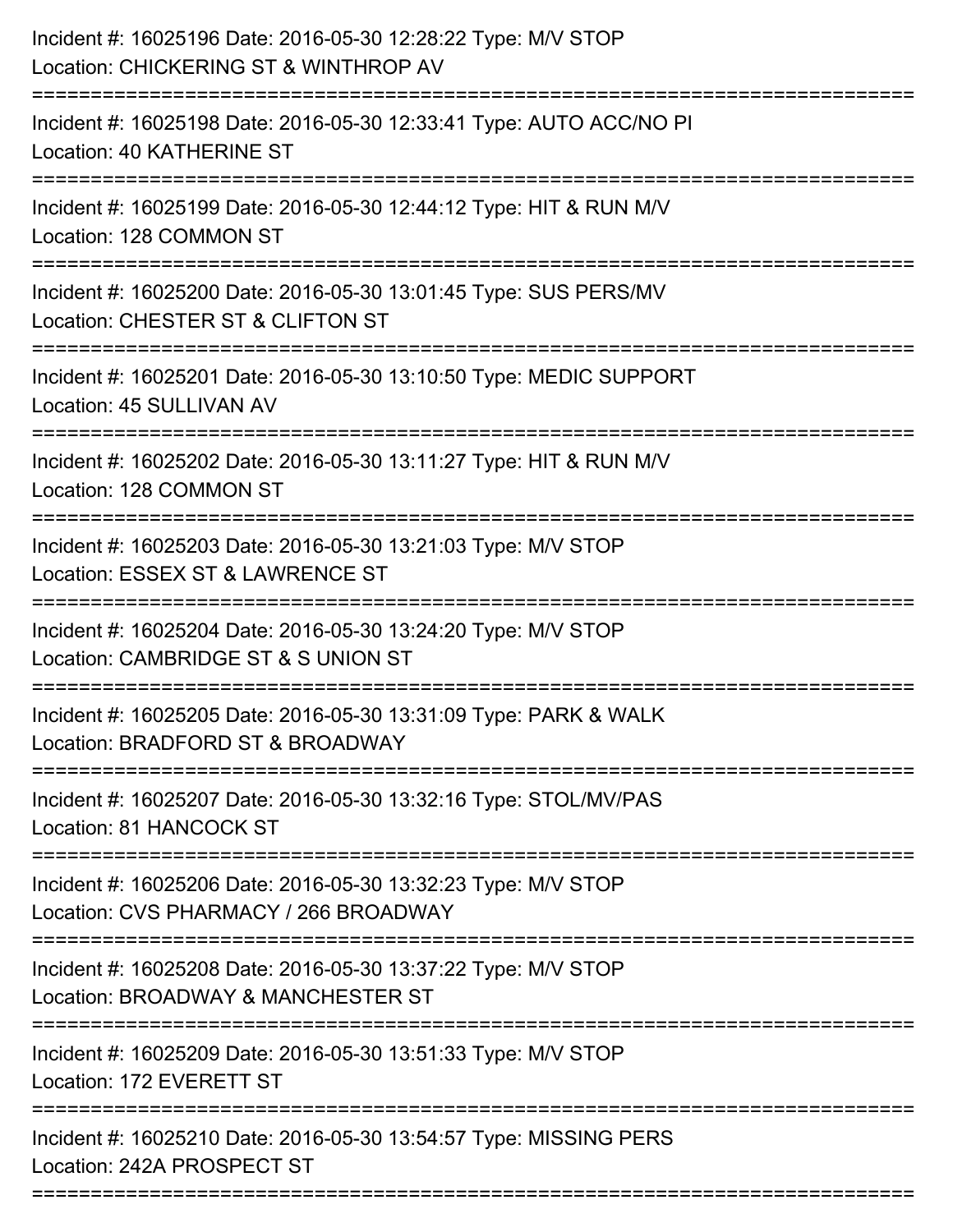Incident #: 16025196 Date: 2016-05-30 12:28:22 Type: M/V STOP
Location: CHICKERING ST & WINTHROP AV

===========================================================================

Incident #: 16025198 Date: 2016-05-30 12:33:41 Type: AUTO ACC/NO PI
Location: 40 KATHERINE ST

===========================================================================

Incident #: 16025199 Date: 2016-05-30 12:44:12 Type: HIT & RUN M/V
Location: 128 COMMON ST

===========================================================================

Incident #: 16025200 Date: 2016-05-30 13:01:45 Type: SUS PERS/MV
Location: CHESTER ST & CLIFTON ST

===========================================================================

Incident #: 16025201 Date: 2016-05-30 13:10:50 Type: MEDIC SUPPORT
Location: 45 SULLIVAN AV

===========================================================================

Incident #: 16025202 Date: 2016-05-30 13:11:27 Type: HIT & RUN M/V
Location: 128 COMMON ST

===========================================================================

Incident #: 16025203 Date: 2016-05-30 13:21:03 Type: M/V STOP
Location: ESSEX ST & LAWRENCE ST

===========================================================================

Incident #: 16025204 Date: 2016-05-30 13:24:20 Type: M/V STOP
Location: CAMBRIDGE ST & S UNION ST

===========================================================================

Incident #: 16025205 Date: 2016-05-30 13:31:09 Type: PARK & WALK
Location: BRADFORD ST & BROADWAY

===========================================================================

Incident #: 16025207 Date: 2016-05-30 13:32:16 Type: STOL/MV/PAS
Location: 81 HANCOCK ST

===========================================================================

Incident #: 16025206 Date: 2016-05-30 13:32:23 Type: M/V STOP
Location: CVS PHARMACY / 266 BROADWAY

===========================================================================

Incident #: 16025208 Date: 2016-05-30 13:37:22 Type: M/V STOP
Location: BROADWAY & MANCHESTER ST

===========================================================================

Incident #: 16025209 Date: 2016-05-30 13:51:33 Type: M/V STOP
Location: 172 EVERETT ST

===========================================================================

Incident #: 16025210 Date: 2016-05-30 13:54:57 Type: MISSING PERS
Location: 242A PROSPECT ST

===========================================================================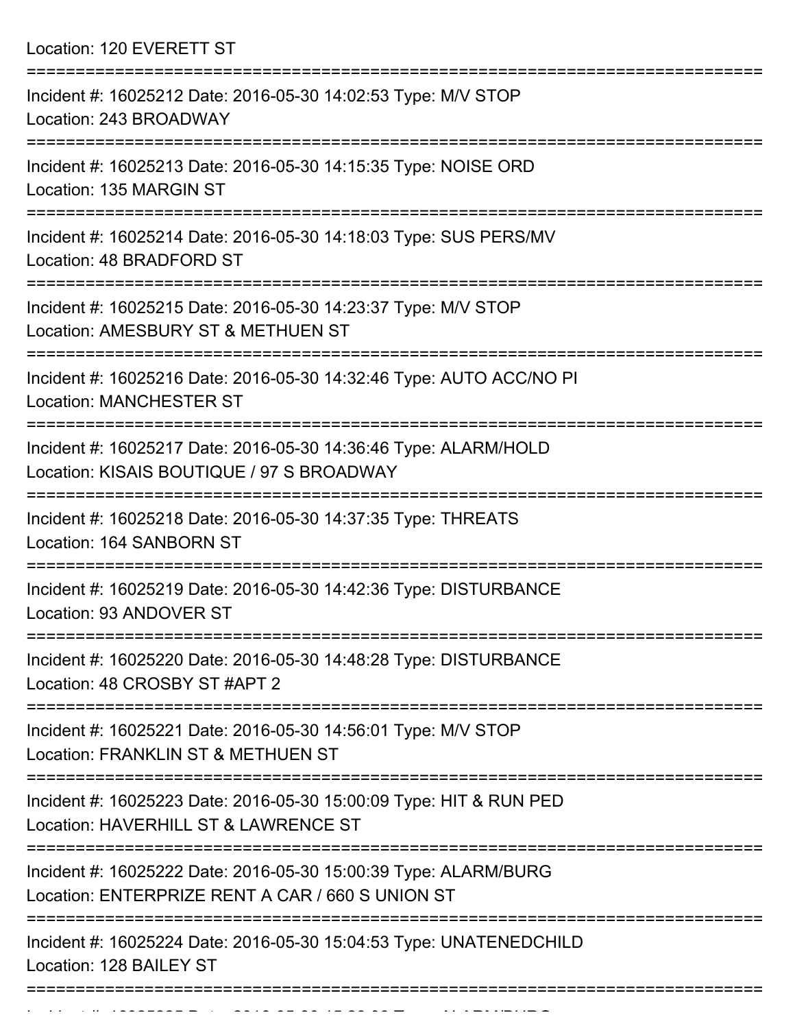Location: 120 EVERETT ST

===========================================================================

Incident #: 16025212 Date: 2016-05-30 14:02:53 Type: M/V STOP

Location: 243 BROADWAY

===========================================================================

Incident #: 16025213 Date: 2016-05-30 14:15:35 Type: NOISE ORD

Location: 135 MARGIN ST

===========================================================================

Incident #: 16025214 Date: 2016-05-30 14:18:03 Type: SUS PERS/MV

Location: 48 BRADFORD ST

===========================================================================

Incident #: 16025215 Date: 2016-05-30 14:23:37 Type: M/V STOP

Location: AMESBURY ST & METHUEN ST

===========================================================================

Incident #: 16025216 Date: 2016-05-30 14:32:46 Type: AUTO ACC/NO PI

Location: MANCHESTER ST

===========================================================================

Incident #: 16025217 Date: 2016-05-30 14:36:46 Type: ALARM/HOLD

Location: KISAIS BOUTIQUE / 97 S BROADWAY

===========================================================================

Incident #: 16025218 Date: 2016-05-30 14:37:35 Type: THREATS

Location: 164 SANBORN ST

===========================================================================

Incident #: 16025219 Date: 2016-05-30 14:42:36 Type: DISTURBANCE

Location: 93 ANDOVER ST

===========================================================================

Incident #: 16025220 Date: 2016-05-30 14:48:28 Type: DISTURBANCE

Location: 48 CROSBY ST #APT 2

===========================================================================

Incident #: 16025221 Date: 2016-05-30 14:56:01 Type: M/V STOP

Location: FRANKLIN ST & METHUEN ST

===========================================================================

Incident #: 16025223 Date: 2016-05-30 15:00:09 Type: HIT & RUN PED

Location: HAVERHILL ST & LAWRENCE ST

===========================================================================

Incident #: 16025222 Date: 2016-05-30 15:00:39 Type: ALARM/BURG

Location: ENTERPRIZE RENT A CAR / 660 S UNION ST

===========================================================================

Incident #: 16025224 Date: 2016-05-30 15:04:53 Type: UNATENEDCHILD

Location: 128 BAILEY ST

===========================================================================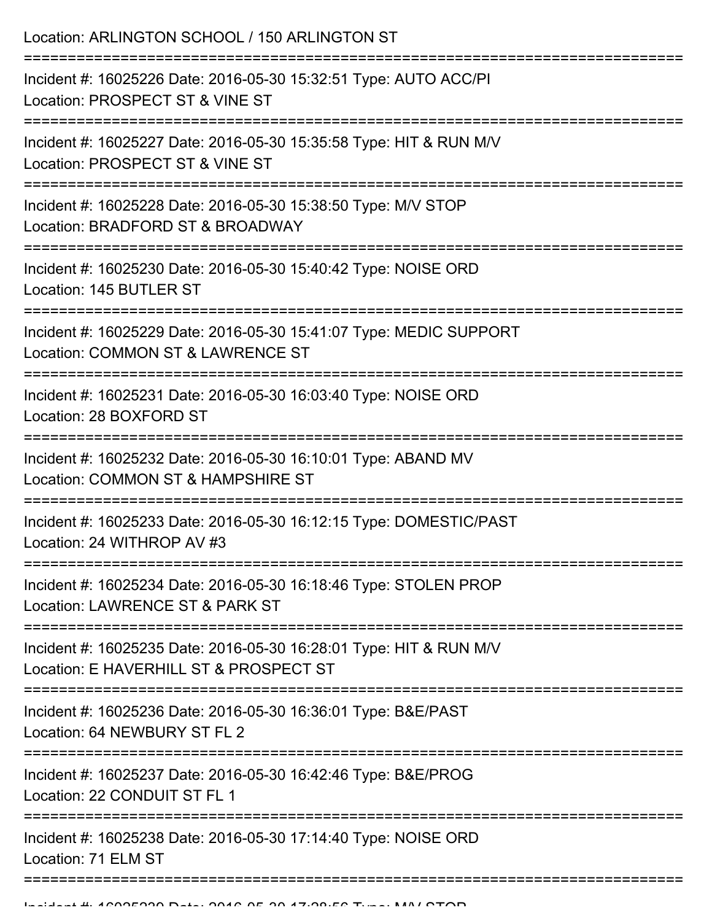Location: ARLINGTON SCHOOL / 150 ARLINGTON ST

===========================================================================

Incident #: 16025226 Date: 2016-05-30 15:32:51 Type: AUTO ACC/PI
Location: PROSPECT ST & VINE ST

===========================================================================

Incident #: 16025227 Date: 2016-05-30 15:35:58 Type: HIT & RUN M/V
Location: PROSPECT ST & VINE ST

===========================================================================

Incident #: 16025228 Date: 2016-05-30 15:38:50 Type: M/V STOP
Location: BRADFORD ST & BROADWAY

===========================================================================

Incident #: 16025230 Date: 2016-05-30 15:40:42 Type: NOISE ORD
Location: 145 BUTLER ST

===========================================================================

Incident #: 16025229 Date: 2016-05-30 15:41:07 Type: MEDIC SUPPORT
Location: COMMON ST & LAWRENCE ST

===========================================================================

Incident #: 16025231 Date: 2016-05-30 16:03:40 Type: NOISE ORD
Location: 28 BOXFORD ST

===========================================================================

Incident #: 16025232 Date: 2016-05-30 16:10:01 Type: ABAND MV
Location: COMMON ST & HAMPSHIRE ST

===========================================================================

Incident #: 16025233 Date: 2016-05-30 16:12:15 Type: DOMESTIC/PAST
Location: 24 WITHROP AV #3

===========================================================================

Incident #: 16025234 Date: 2016-05-30 16:18:46 Type: STOLEN PROP
Location: LAWRENCE ST & PARK ST

===========================================================================

Incident #: 16025235 Date: 2016-05-30 16:28:01 Type: HIT & RUN M/V
Location: E HAVERHILL ST & PROSPECT ST

===========================================================================

Incident #: 16025236 Date: 2016-05-30 16:36:01 Type: B&E/PAST
Location: 64 NEWBURY ST FL 2

===========================================================================

Incident #: 16025237 Date: 2016-05-30 16:42:46 Type: B&E/PROG
Location: 22 CONDUIT ST FL 1

===========================================================================

Incident #: 16025238 Date: 2016-05-30 17:14:40 Type: NOISE ORD
Location: 71 ELM ST

===========================================================================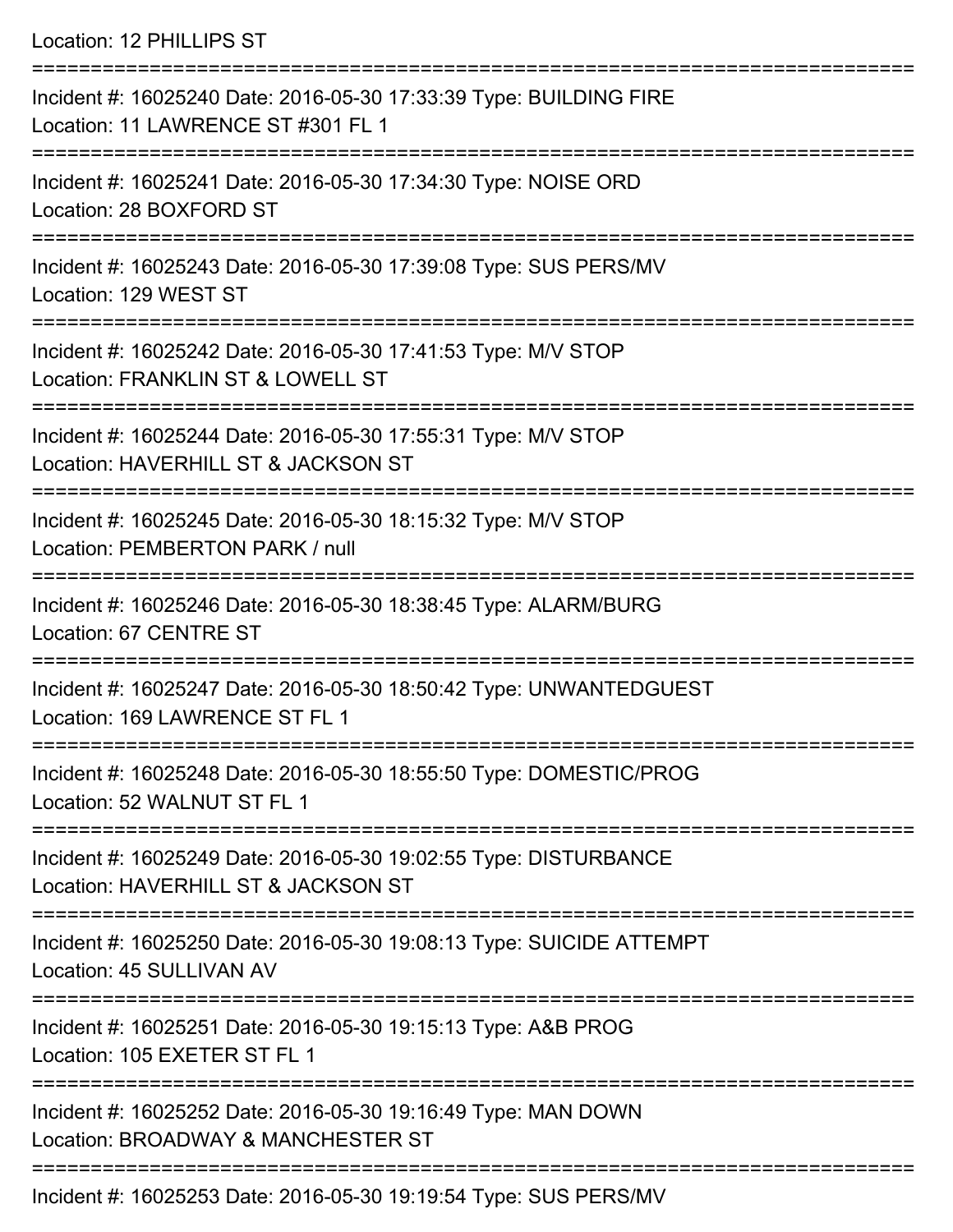Location: 12 PHILLIPS ST

===========================================================================

Incident #: 16025240 Date: 2016-05-30 17:33:39 Type: BUILDING FIRE
Location: 11 LAWRENCE ST #301 FL 1

===========================================================================

Incident #: 16025241 Date: 2016-05-30 17:34:30 Type: NOISE ORD
Location: 28 BOXFORD ST

===========================================================================

Incident #: 16025243 Date: 2016-05-30 17:39:08 Type: SUS PERS/MV
Location: 129 WEST ST

===========================================================================

Incident #: 16025242 Date: 2016-05-30 17:41:53 Type: M/V STOP
Location: FRANKLIN ST & LOWELL ST

===========================================================================

Incident #: 16025244 Date: 2016-05-30 17:55:31 Type: M/V STOP
Location: HAVERHILL ST & JACKSON ST

===========================================================================

Incident #: 16025245 Date: 2016-05-30 18:15:32 Type: M/V STOP
Location: PEMBERTON PARK / null

===========================================================================

Incident #: 16025246 Date: 2016-05-30 18:38:45 Type: ALARM/BURG
Location: 67 CENTRE ST

===========================================================================

Incident #: 16025247 Date: 2016-05-30 18:50:42 Type: UNWANTEDGUEST
Location: 169 LAWRENCE ST FL 1

===========================================================================

Incident #: 16025248 Date: 2016-05-30 18:55:50 Type: DOMESTIC/PROG
Location: 52 WALNUT ST FL 1

===========================================================================

Incident #: 16025249 Date: 2016-05-30 19:02:55 Type: DISTURBANCE
Location: HAVERHILL ST & JACKSON ST

===========================================================================

Incident #: 16025250 Date: 2016-05-30 19:08:13 Type: SUICIDE ATTEMPT
Location: 45 SULLIVAN AV

===========================================================================

Incident #: 16025251 Date: 2016-05-30 19:15:13 Type: A&B PROG
Location: 105 EXETER ST FL 1

===========================================================================

Incident #: 16025252 Date: 2016-05-30 19:16:49 Type: MAN DOWN
Location: BROADWAY & MANCHESTER ST

===========================================================================

Incident #: 16025253 Date: 2016-05-30 19:19:54 Type: SUS PERS/MV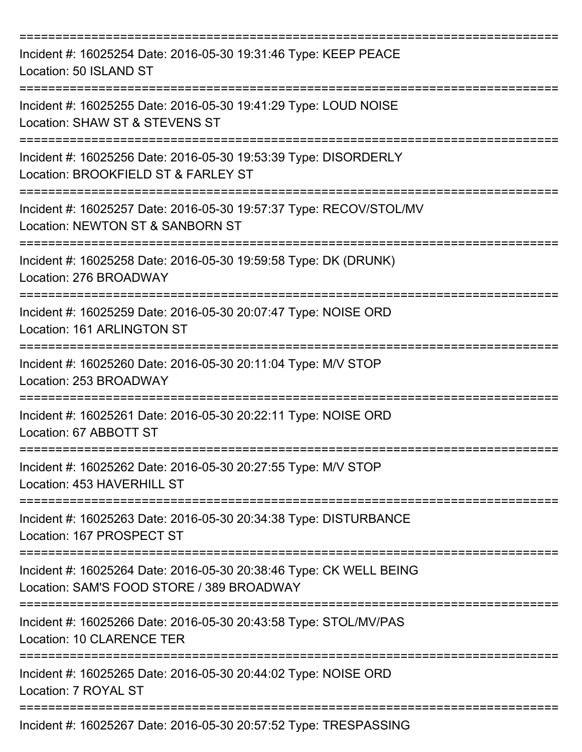===========================================================================

Incident #: 16025254 Date: 2016-05-30 19:31:46 Type: KEEP PEACE
Location: 50 ISLAND ST

===========================================================================

Incident #: 16025255 Date: 2016-05-30 19:41:29 Type: LOUD NOISE
Location: SHAW ST & STEVENS ST

===========================================================================

Incident #: 16025256 Date: 2016-05-30 19:53:39 Type: DISORDERLY
Location: BROOKFIELD ST & FARLEY ST

===========================================================================

Incident #: 16025257 Date: 2016-05-30 19:57:37 Type: RECOV/STOL/MV
Location: NEWTON ST & SANBORN ST

===========================================================================

Incident #: 16025258 Date: 2016-05-30 19:59:58 Type: DK (DRUNK)
Location: 276 BROADWAY

===========================================================================

Incident #: 16025259 Date: 2016-05-30 20:07:47 Type: NOISE ORD
Location: 161 ARLINGTON ST

===========================================================================

Incident #: 16025260 Date: 2016-05-30 20:11:04 Type: M/V STOP
Location: 253 BROADWAY

===========================================================================

Incident #: 16025261 Date: 2016-05-30 20:22:11 Type: NOISE ORD
Location: 67 ABBOTT ST

===========================================================================

Incident #: 16025262 Date: 2016-05-30 20:27:55 Type: M/V STOP
Location: 453 HAVERHILL ST

===========================================================================

Incident #: 16025263 Date: 2016-05-30 20:34:38 Type: DISTURBANCE
Location: 167 PROSPECT ST

===========================================================================

Incident #: 16025264 Date: 2016-05-30 20:38:46 Type: CK WELL BEING
Location: SAM'S FOOD STORE / 389 BROADWAY

===========================================================================

Incident #: 16025266 Date: 2016-05-30 20:43:58 Type: STOL/MV/PAS
Location: 10 CLARENCE TER

===========================================================================

Incident #: 16025265 Date: 2016-05-30 20:44:02 Type: NOISE ORD
Location: 7 ROYAL ST

===========================================================================

Incident #: 16025267 Date: 2016-05-30 20:57:52 Type: TRESPASSING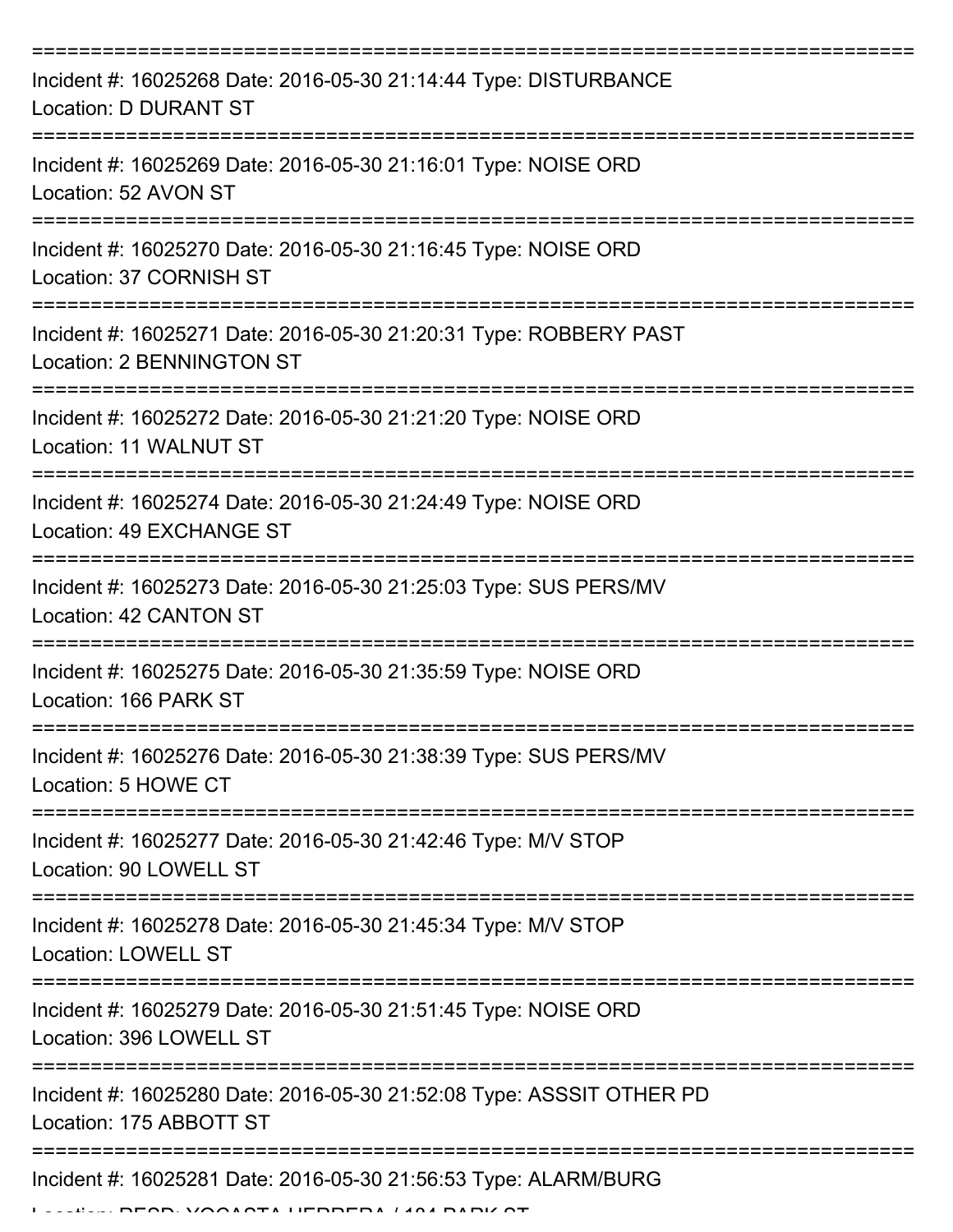===========================================================================
Incident #: 16025268 Date: 2016-05-30 21:14:44 Type: DISTURBANCE
Location: D DURANT ST
===========================================================================
Incident #: 16025269 Date: 2016-05-30 21:16:01 Type: NOISE ORD
Location: 52 AVON ST
===========================================================================
Incident #: 16025270 Date: 2016-05-30 21:16:45 Type: NOISE ORD
Location: 37 CORNISH ST
===========================================================================
Incident #: 16025271 Date: 2016-05-30 21:20:31 Type: ROBBERY PAST
Location: 2 BENNINGTON ST
===========================================================================
Incident #: 16025272 Date: 2016-05-30 21:21:20 Type: NOISE ORD
Location: 11 WALNUT ST
===========================================================================
Incident #: 16025274 Date: 2016-05-30 21:24:49 Type: NOISE ORD
Location: 49 EXCHANGE ST
===========================================================================
Incident #: 16025273 Date: 2016-05-30 21:25:03 Type: SUS PERS/MV
Location: 42 CANTON ST
===========================================================================
Incident #: 16025275 Date: 2016-05-30 21:35:59 Type: NOISE ORD
Location: 166 PARK ST
===========================================================================
Incident #: 16025276 Date: 2016-05-30 21:38:39 Type: SUS PERS/MV
Location: 5 HOWE CT
===========================================================================
Incident #: 16025277 Date: 2016-05-30 21:42:46 Type: M/V STOP
Location: 90 LOWELL ST
===========================================================================
Incident #: 16025278 Date: 2016-05-30 21:45:34 Type: M/V STOP
Location: LOWELL ST
===========================================================================
Incident #: 16025279 Date: 2016-05-30 21:51:45 Type: NOISE ORD
Location: 396 LOWELL ST
===========================================================================
Incident #: 16025280 Date: 2016-05-30 21:52:08 Type: ASSSIT OTHER PD
Location: 175 ABBOTT ST
===========================================================================
Incident #: 16025281 Date: 2016-05-30 21:56:53 Type: ALARM/BURG
Location: RESD: YOCASTA HERRERA / 184 PARK ST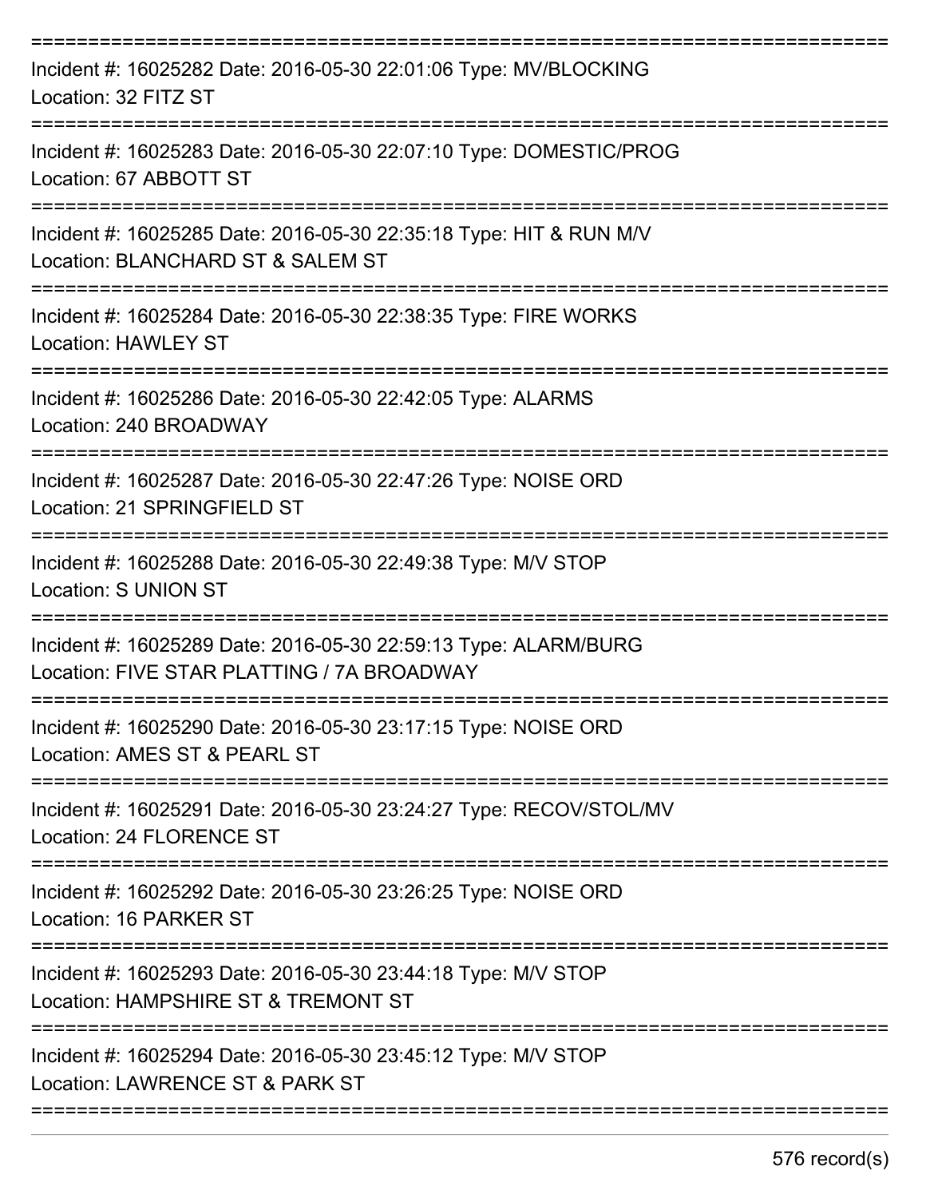Incident #: 16025282 Date: 2016-05-30 22:01:06 Type: MV/BLOCKING
Location: 32 FITZ ST

Incident #: 16025283 Date: 2016-05-30 22:07:10 Type: DOMESTIC/PROG
Location: 67 ABBOTT ST

Incident #: 16025285 Date: 2016-05-30 22:35:18 Type: HIT & RUN M/V
Location: BLANCHARD ST & SALEM ST

Incident #: 16025284 Date: 2016-05-30 22:38:35 Type: FIRE WORKS
Location: HAWLEY ST

Incident #: 16025286 Date: 2016-05-30 22:42:05 Type: ALARMS
Location: 240 BROADWAY

Incident #: 16025287 Date: 2016-05-30 22:47:26 Type: NOISE ORD
Location: 21 SPRINGFIELD ST

Incident #: 16025288 Date: 2016-05-30 22:49:38 Type: M/V STOP
Location: S UNION ST

Incident #: 16025289 Date: 2016-05-30 22:59:13 Type: ALARM/BURG
Location: FIVE STAR PLATTING / 7A BROADWAY

Incident #: 16025290 Date: 2016-05-30 23:17:15 Type: NOISE ORD
Location: AMES ST & PEARL ST

Incident #: 16025291 Date: 2016-05-30 23:24:27 Type: RECOV/STOL/MV
Location: 24 FLORENCE ST

Incident #: 16025292 Date: 2016-05-30 23:26:25 Type: NOISE ORD
Location: 16 PARKER ST

Incident #: 16025293 Date: 2016-05-30 23:44:18 Type: M/V STOP
Location: HAMPSHIRE ST & TREMONT ST

Incident #: 16025294 Date: 2016-05-30 23:45:12 Type: M/V STOP
Location: LAWRENCE ST & PARK ST

576 record(s)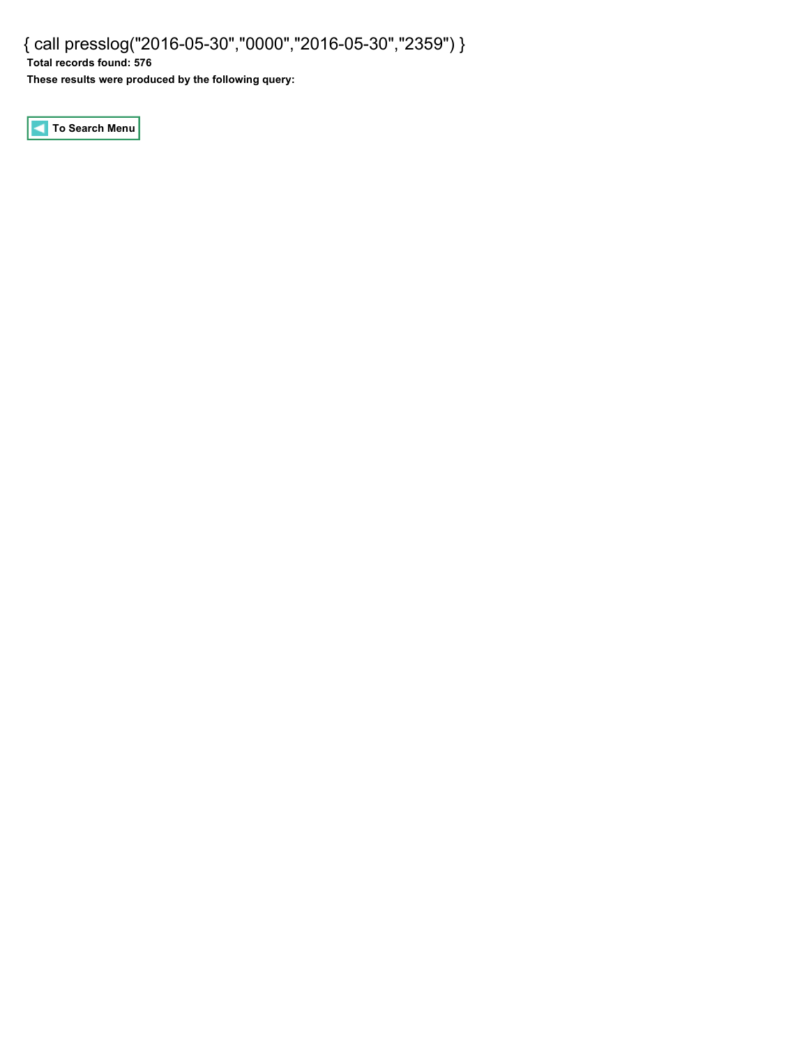{ call presslog("2016-05-30","0000","2016-05-30","2359") }

**Total records found: 576**

**These results were produced by the following query:**

**To Search Menu**